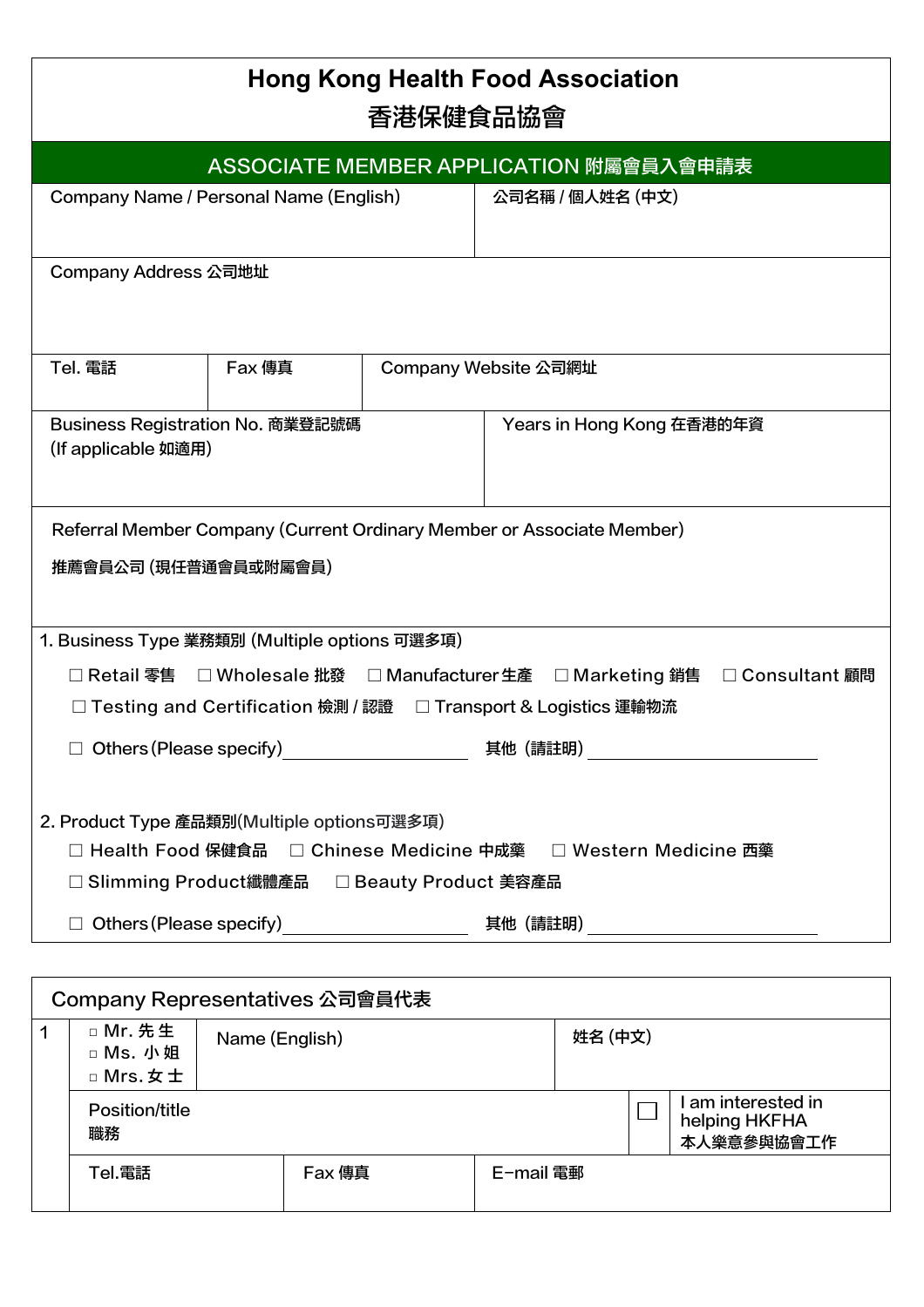# Hong Kong Health Food Association

# 香港保健食品協會

## ASSOCIATE MEMBER APPLICATION 附屬會員入會申請表

| Company Name / Personal Name (English) | 公司名稱 / 個人姓名 (中文) |
|---|---|
| | |

| Company Address 公司地址 |
|---|
| |

| Tel. 電話 | Fax 傳真 | Company Website 公司網址 |
|---|---|---|
| | | |

| Business Registration No. 商業登記號碼 (If applicable 如適用) | Years in Hong Kong 在香港的年資 |
|---|---|
| | |

Referral Member Company (Current Ordinary Member or Associate Member)

推薦會員公司 (現任普通會員或附屬會員)

1. Business Type 業務類別 (Multiple options 可選多項)

☐ Retail 零售 ☐ Wholesale 批發 ☐ Manufacturer 生產 ☐ Marketing 銷售 ☐ Consultant 顧問

☐ Testing and Certification 檢測 / 認證 ☐ Transport & Logistics 運輸物流

☐ Others (Please specify) ____________ 其他 (請註明) ____________

2. Product Type 產品類別(Multiple options可選多項)

☐ Health Food 保健食品 ☐ Chinese Medicine 中成藥 ☐ Western Medicine 西藥

☐ Slimming Product纖體產品 ☐ Beauty Product 美容產品

☐ Others (Please specify) ____________ 其他 (請註明) ____________

## Company Representatives 公司會員代表

| 1 | □ Mr. 先 生 □ Ms. 小 姐 □ Mrs. 女 士 | Name (English) | | 姓名 (中文) | |
|---|---|---|---|---|---|
| | Position/title 職務 | | | ☐ | I am interested in helping HKFHA 本人樂意參與協會工作 |
| | Tel.電話 | Fax 傳真 | E-mail 電郵 | | |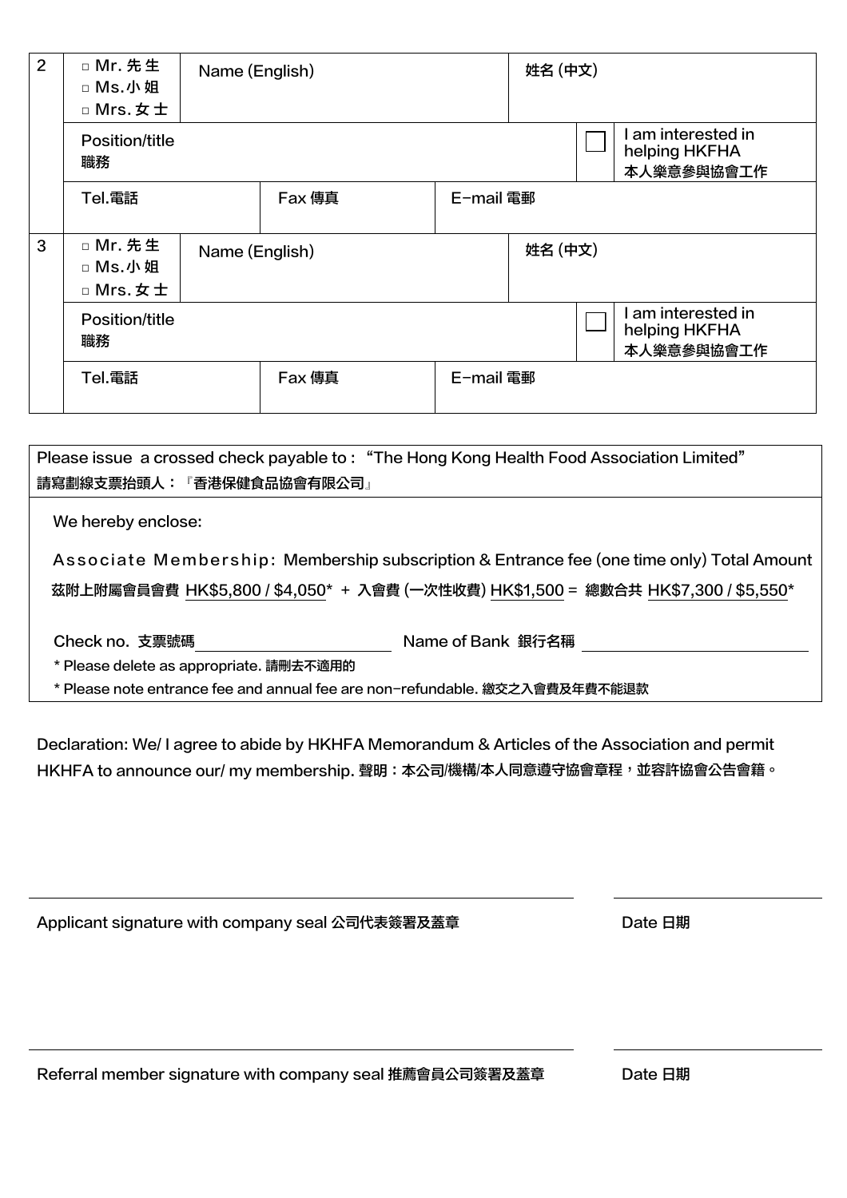| | | | | | | |
|---|---|---|---|---|---|---|
| 2 | □ Mr. 先生<br>□ Ms.小姐<br>□ Mrs. 女士 | Name (English) | | 姓名 (中文) | | |
| | Position/title<br>職務 | | | | ☐ | I am interested in helping HKFHA<br>本人樂意參與協會工作 |
| | Tel.電話 | Fax 傳真 | E-mail 電郵 | | | |
| 3 | □ Mr. 先生<br>□ Ms.小姐<br>□ Mrs. 女士 | Name (English) | | 姓名 (中文) | | |
| | Position/title<br>職務 | | | | ☐ | I am interested in helping HKFHA<br>本人樂意參與協會工作 |
| | Tel.電話 | Fax 傳真 | E-mail 電郵 | | | |

Please issue a crossed check payable to : "The Hong Kong Health Food Association Limited"
請寫劃線支票抬頭人：『香港保健食品協會有限公司』

We hereby enclose:

Associate Membership: Membership subscription & Entrance fee (one time only) Total Amount
茲附上附屬會員會費 HK$5,800 / $4,050* + 入會費 (一次性收費) HK$1,500 = 總數合共 HK$7,300 / $5,550*

Check no. 支票號碼 ____________________ Name of Bank 銀行名稱 ____________________

* Please delete as appropriate. 請刪去不適用的
* Please note entrance fee and annual fee are non-refundable. 繳交之入會費及年費不能退款

Declaration: We/ I agree to abide by HKHFA Memorandum & Articles of the Association and permit HKHFA to announce our/ my membership. 聲明：本公司/機構/本人同意遵守協會章程，並容許協會公告會籍。

Applicant signature with company seal 公司代表簽署及蓋章 ____________________ Date 日期 ____________

Referral member signature with company seal 推薦會員公司簽署及蓋章 ____________________ Date 日期 ____________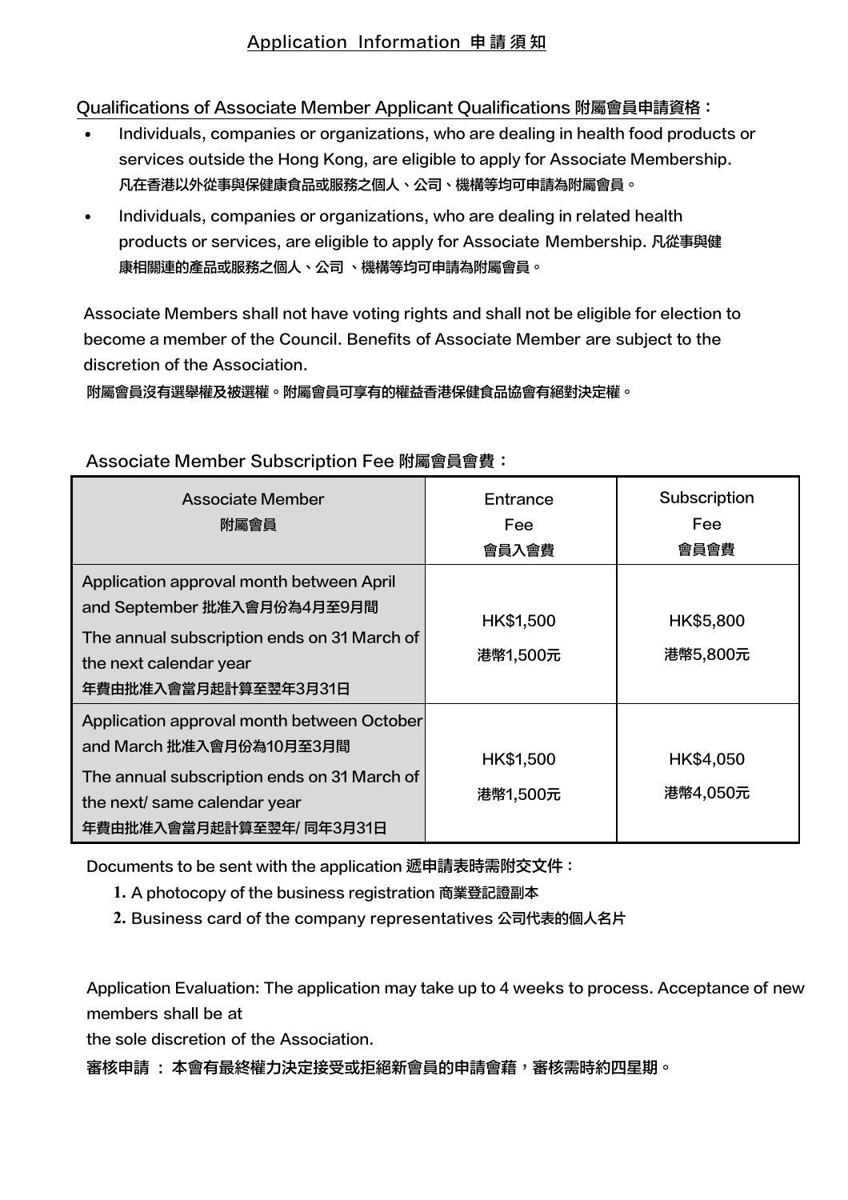# Application Information 申 請 須 知

## Qualifications of Associate Member Applicant Qualifications 附屬會員申請資格：

- Individuals, companies or organizations, who are dealing in health food products or services outside the Hong Kong, are eligible to apply for Associate Membership. **凡在香港以外從事與保健康食品或服務之個人、公司、機構等均可申請為附屬會員。**
- Individuals, companies or organizations, who are dealing in related health products or services, are eligible to apply for Associate Membership. **凡從事與健康相關連的產品或服務之個人、公司 、機構等均可申請為附屬會員。**

Associate Members shall not have voting rights and shall not be eligible for election to become a member of the Council. Benefits of Associate Member are subject to the discretion of the Association.

**附屬會員沒有選舉權及被選權。附屬會員可享有的權益香港保健食品協會有絕對決定權。**

## Associate Member Subscription Fee 附屬會員會費：

| Associate Member 附屬會員 | Entrance Fee 會員入會費 | Subscription Fee 會員會費 |
|---|---|---|
| Application approval month between April and September 批准入會月份為4月至9月間<br>The annual subscription ends on 31 March of the next calendar year<br>年費由批准入會當月起計算至翌年3月31日 | HK$1,500<br>港幣1,500元 | HK$5,800<br>港幣5,800元 |
| Application approval month between October and March 批准入會月份為10月至3月間<br>The annual subscription ends on 31 March of the next/ same calendar year<br>年費由批准入會當月起計算至翌年/ 同年3月31日 | HK$1,500<br>港幣1,500元 | HK$4,050<br>港幣4,050元 |

Documents to be sent with the application **遞申請表時需附交文件：**

1. A photocopy of the business registration **商業登記證副本**
2. Business card of the company representatives **公司代表的個人名片**

Application Evaluation: The application may take up to 4 weeks to process. Acceptance of new members shall be at the sole discretion of the Association.

**審核申請 ： 本會有最終權力決定接受或拒絕新會員的申請會藉，審核需時約四星期。**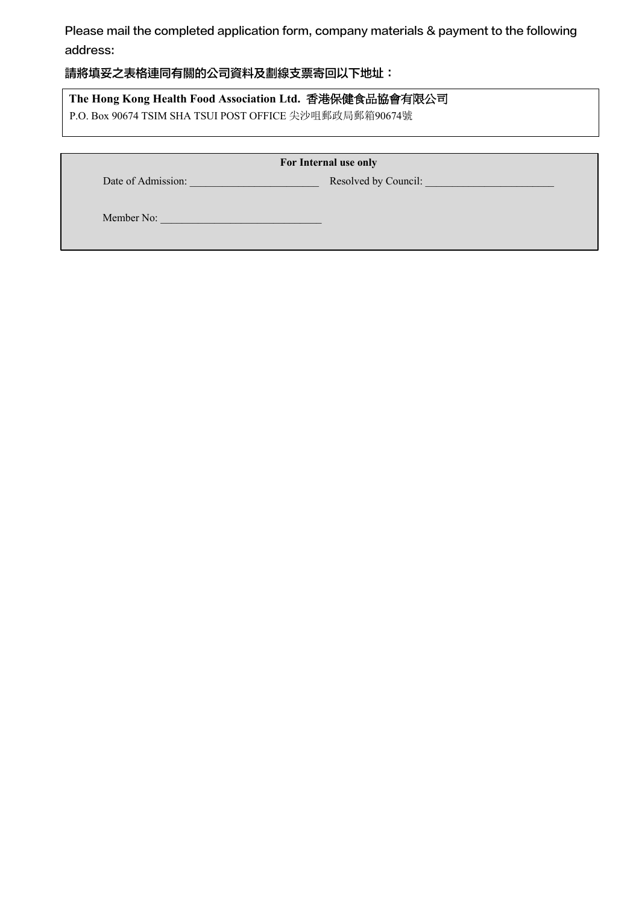Please mail the completed application form, company materials & payment to the following address:

**請將填妥之表格連同有關的公司資料及劃線支票寄回以下地址：**

**The Hong Kong Health Food Association Ltd. 香港保健食品協會有限公司**
P.O. Box 90674 TSIM SHA TSUI POST OFFICE 尖沙咀郵政局郵箱90674號

**For Internal use only**

Date of Admission: ________________________ Resolved by Council: ________________________

Member No: ______________________________